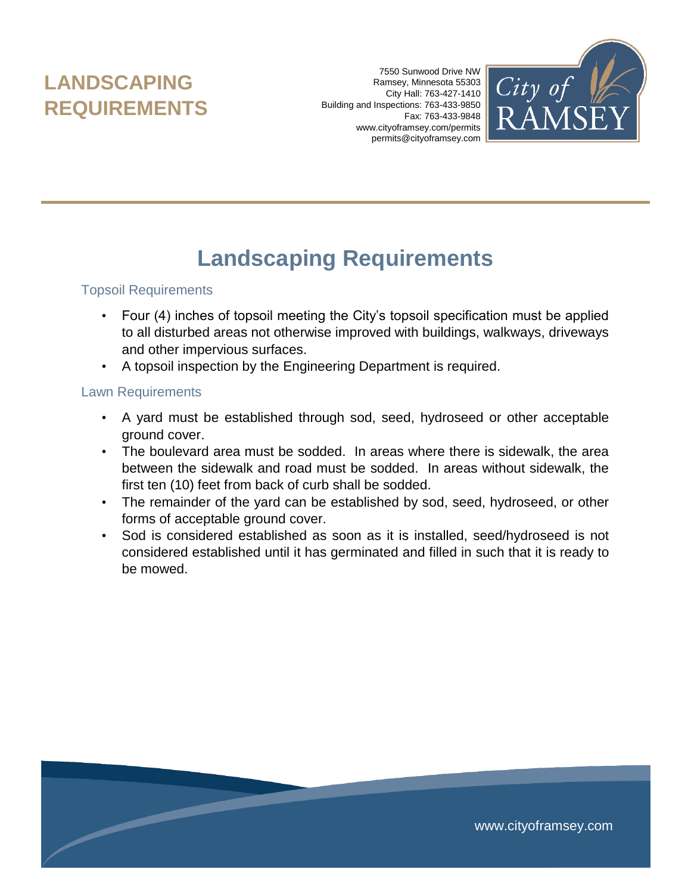# LANDSCAPING REQUIREMENTS

7550 Sunwood Drive NW
Ramsey, Minnesota 55303
City Hall: 763-427-1410
Building and Inspections: 763-433-9850
Fax: 763-433-9848
www.cityoframsey.com/permits
permits@cityoframsey.com

City of RAMSEY

## Landscaping Requirements

### Topsoil Requirements

- Four (4) inches of topsoil meeting the City's topsoil specification must be applied to all disturbed areas not otherwise improved with buildings, walkways, driveways and other impervious surfaces.
- A topsoil inspection by the Engineering Department is required.

### Lawn Requirements

- A yard must be established through sod, seed, hydroseed or other acceptable ground cover.
- The boulevard area must be sodded. In areas where there is sidewalk, the area between the sidewalk and road must be sodded. In areas without sidewalk, the first ten (10) feet from back of curb shall be sodded.
- The remainder of the yard can be established by sod, seed, hydroseed, or other forms of acceptable ground cover.
- Sod is considered established as soon as it is installed, seed/hydroseed is not considered established until it has germinated and filled in such that it is ready to be mowed.

www.cityoframsey.com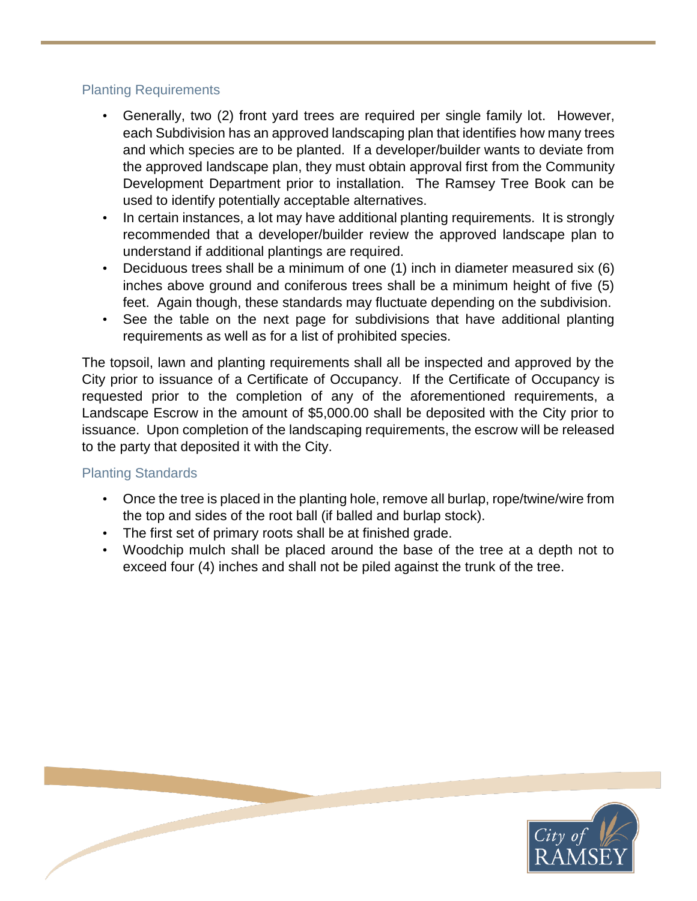## Planting Requirements

- Generally, two (2) front yard trees are required per single family lot. However, each Subdivision has an approved landscaping plan that identifies how many trees and which species are to be planted. If a developer/builder wants to deviate from the approved landscape plan, they must obtain approval first from the Community Development Department prior to installation. The Ramsey Tree Book can be used to identify potentially acceptable alternatives.
- In certain instances, a lot may have additional planting requirements. It is strongly recommended that a developer/builder review the approved landscape plan to understand if additional plantings are required.
- Deciduous trees shall be a minimum of one (1) inch in diameter measured six (6) inches above ground and coniferous trees shall be a minimum height of five (5) feet. Again though, these standards may fluctuate depending on the subdivision.
- See the table on the next page for subdivisions that have additional planting requirements as well as for a list of prohibited species.

The topsoil, lawn and planting requirements shall all be inspected and approved by the City prior to issuance of a Certificate of Occupancy. If the Certificate of Occupancy is requested prior to the completion of any of the aforementioned requirements, a Landscape Escrow in the amount of $5,000.00 shall be deposited with the City prior to issuance. Upon completion of the landscaping requirements, the escrow will be released to the party that deposited it with the City.

## Planting Standards

- Once the tree is placed in the planting hole, remove all burlap, rope/twine/wire from the top and sides of the root ball (if balled and burlap stock).
- The first set of primary roots shall be at finished grade.
- Woodchip mulch shall be placed around the base of the tree at a depth not to exceed four (4) inches and shall not be piled against the trunk of the tree.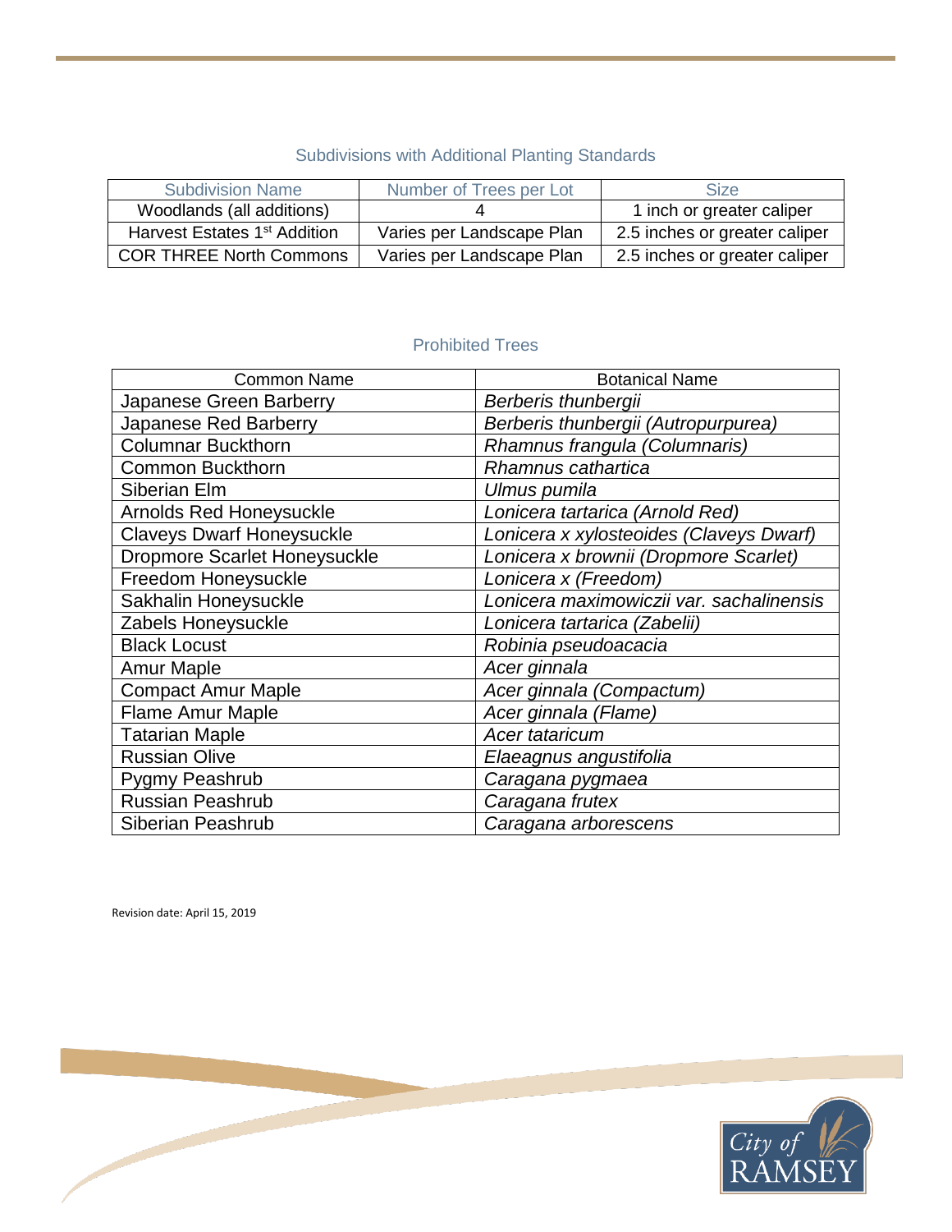## Subdivisions with Additional Planting Standards

| Subdivision Name | Number of Trees per Lot | Size |
|---|---|---|
| Woodlands (all additions) | 4 | 1 inch or greater caliper |
| Harvest Estates 1st Addition | Varies per Landscape Plan | 2.5 inches or greater caliper |
| COR THREE North Commons | Varies per Landscape Plan | 2.5 inches or greater caliper |

## Prohibited Trees

| Common Name | Botanical Name |
|---|---|
| Japanese Green Barberry | *Berberis thunbergii* |
| Japanese Red Barberry | *Berberis thunbergii (Autropurpurea)* |
| Columnar Buckthorn | *Rhamnus frangula (Columnaris)* |
| Common Buckthorn | *Rhamnus cathartica* |
| Siberian Elm | *Ulmus pumila* |
| Arnolds Red Honeysuckle | *Lonicera tartarica (Arnold Red)* |
| Claveys Dwarf Honeysuckle | *Lonicera x xylosteoides (Claveys Dwarf)* |
| Dropmore Scarlet Honeysuckle | *Lonicera x brownii (Dropmore Scarlet)* |
| Freedom Honeysuckle | *Lonicera x (Freedom)* |
| Sakhalin Honeysuckle | *Lonicera maximowiczii var. sachalinensis* |
| Zabels Honeysuckle | *Lonicera tartarica (Zabelii)* |
| Black Locust | *Robinia pseudoacacia* |
| Amur Maple | *Acer ginnala* |
| Compact Amur Maple | *Acer ginnala (Compactum)* |
| Flame Amur Maple | *Acer ginnala (Flame)* |
| Tatarian Maple | *Acer tataricum* |
| Russian Olive | *Elaeagnus angustifolia* |
| Pygmy Peashrub | *Caragana pygmaea* |
| Russian Peashrub | *Caragana frutex* |
| Siberian Peashrub | *Caragana arborescens* |

Revision date: April 15, 2019